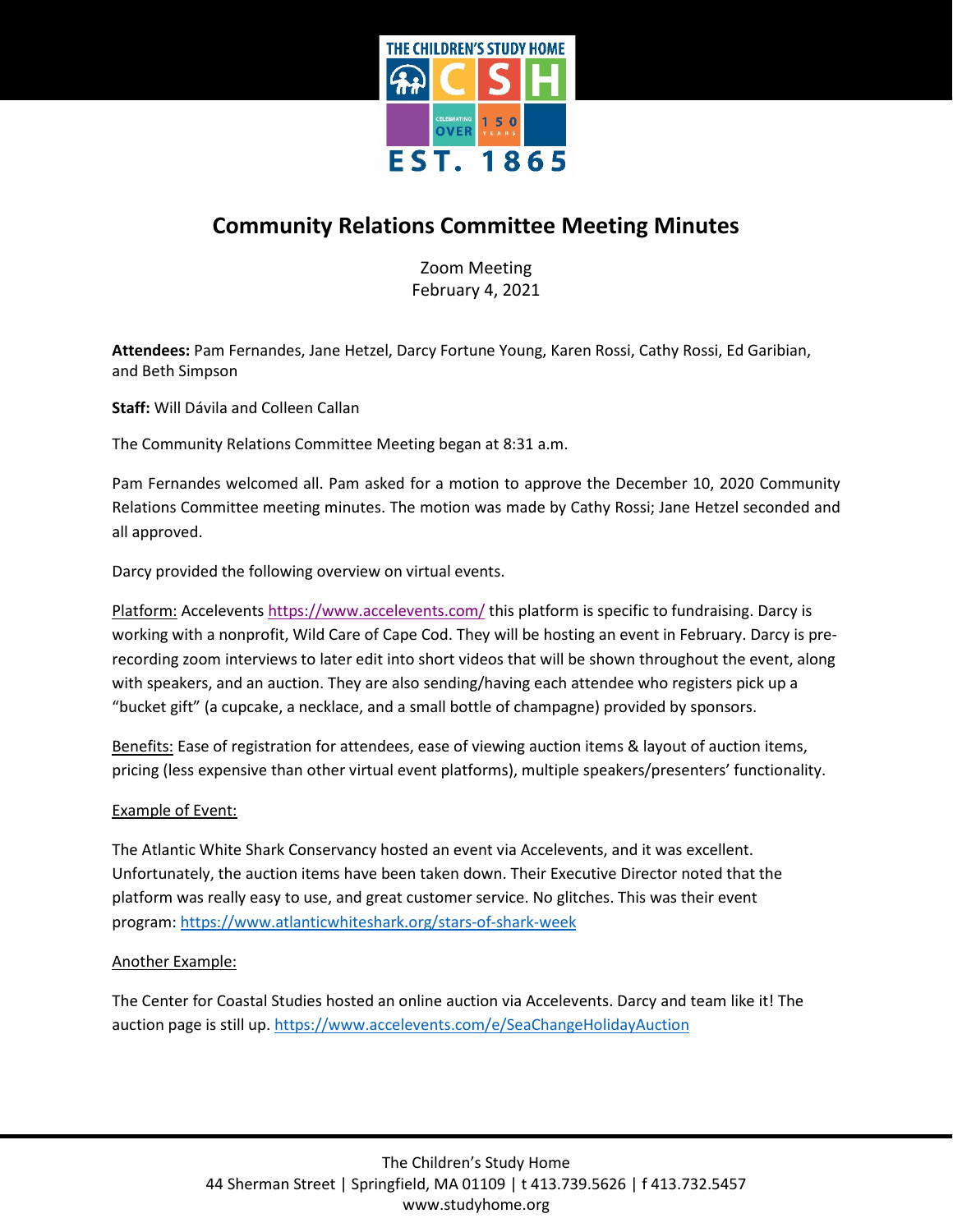# Community Relations Committee Meeting Minutes

Zoom Meeting
February 4, 2021

**Attendees:** Pam Fernandes, Jane Hetzel, Darcy Fortune Young, Karen Rossi, Cathy Rossi, Ed Garibian, and Beth Simpson

**Staff:** Will Dávila and Colleen Callan

The Community Relations Committee Meeting began at 8:31 a.m.

Pam Fernandes welcomed all. Pam asked for a motion to approve the December 10, 2020 Community Relations Committee meeting minutes. The motion was made by Cathy Rossi; Jane Hetzel seconded and all approved.

Darcy provided the following overview on virtual events.

Platform: Accelevents https://www.accelevents.com/ this platform is specific to fundraising. Darcy is working with a nonprofit, Wild Care of Cape Cod. They will be hosting an event in February. Darcy is pre-recording zoom interviews to later edit into short videos that will be shown throughout the event, along with speakers, and an auction. They are also sending/having each attendee who registers pick up a "bucket gift" (a cupcake, a necklace, and a small bottle of champagne) provided by sponsors.

Benefits: Ease of registration for attendees, ease of viewing auction items & layout of auction items, pricing (less expensive than other virtual event platforms), multiple speakers/presenters' functionality.

Example of Event:

The Atlantic White Shark Conservancy hosted an event via Accelevents, and it was excellent. Unfortunately, the auction items have been taken down. Their Executive Director noted that the platform was really easy to use, and great customer service. No glitches. This was their event program: https://www.atlanticwhiteshark.org/stars-of-shark-week

Another Example:

The Center for Coastal Studies hosted an online auction via Accelevents. Darcy and team like it! The auction page is still up. https://www.accelevents.com/e/SeaChangeHolidayAuction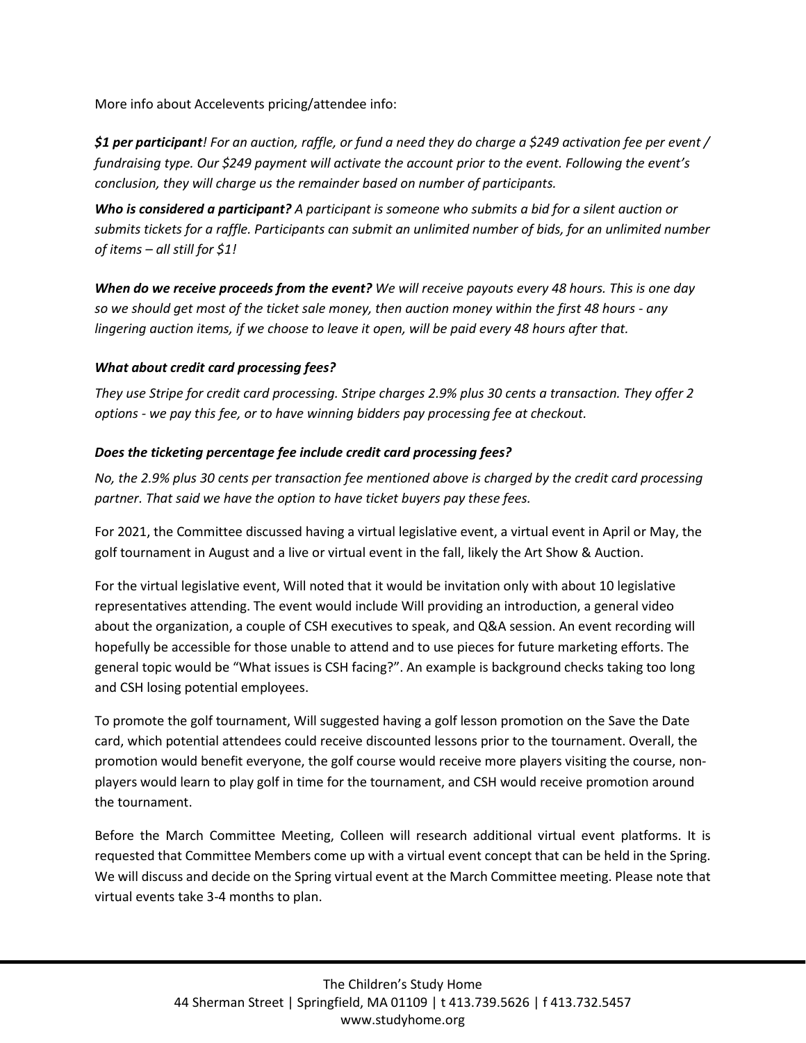More info about Accelevents pricing/attendee info:

***$1 per participant****! For an auction, raffle, or fund a need they do charge a $249 activation fee per event / fundraising type. Our $249 payment will activate the account prior to the event. Following the event's conclusion, they will charge us the remainder based on number of participants.*

***Who is considered a participant?*** *A participant is someone who submits a bid for a silent auction or submits tickets for a raffle. Participants can submit an unlimited number of bids, for an unlimited number of items – all still for $1!*

***When do we receive proceeds from the event?*** *We will receive payouts every 48 hours. This is one day so we should get most of the ticket sale money, then auction money within the first 48 hours - any lingering auction items, if we choose to leave it open, will be paid every 48 hours after that.*

***What about credit card processing fees?***

*They use Stripe for credit card processing. Stripe charges 2.9% plus 30 cents a transaction. They offer 2 options - we pay this fee, or to have winning bidders pay processing fee at checkout.*

***Does the ticketing percentage fee include credit card processing fees?***

*No, the 2.9% plus 30 cents per transaction fee mentioned above is charged by the credit card processing partner. That said we have the option to have ticket buyers pay these fees.*

For 2021, the Committee discussed having a virtual legislative event, a virtual event in April or May, the golf tournament in August and a live or virtual event in the fall, likely the Art Show & Auction.

For the virtual legislative event, Will noted that it would be invitation only with about 10 legislative representatives attending. The event would include Will providing an introduction, a general video about the organization, a couple of CSH executives to speak, and Q&A session. An event recording will hopefully be accessible for those unable to attend and to use pieces for future marketing efforts. The general topic would be "What issues is CSH facing?". An example is background checks taking too long and CSH losing potential employees.

To promote the golf tournament, Will suggested having a golf lesson promotion on the Save the Date card, which potential attendees could receive discounted lessons prior to the tournament. Overall, the promotion would benefit everyone, the golf course would receive more players visiting the course, non-players would learn to play golf in time for the tournament, and CSH would receive promotion around the tournament.

Before the March Committee Meeting, Colleen will research additional virtual event platforms. It is requested that Committee Members come up with a virtual event concept that can be held in the Spring. We will discuss and decide on the Spring virtual event at the March Committee meeting. Please note that virtual events take 3-4 months to plan.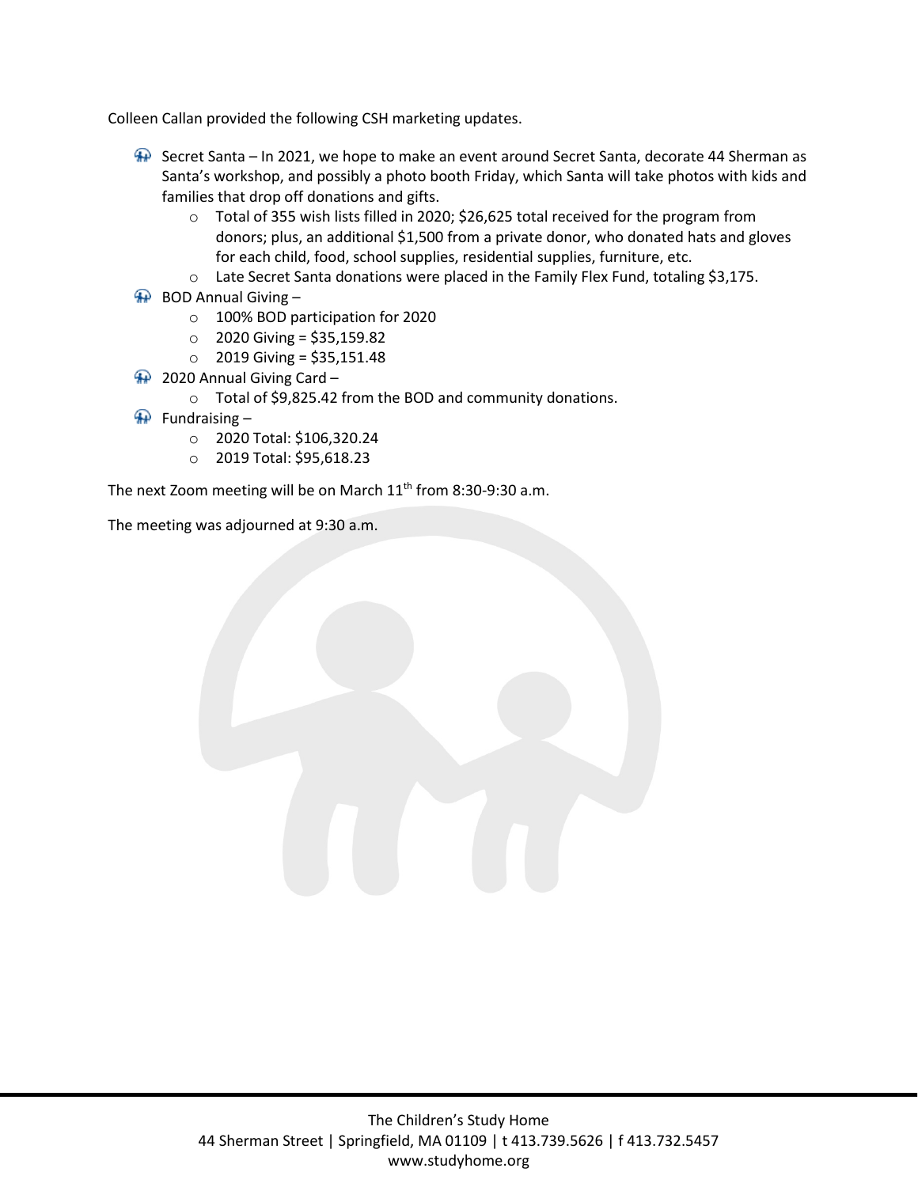Colleen Callan provided the following CSH marketing updates.

- Secret Santa – In 2021, we hope to make an event around Secret Santa, decorate 44 Sherman as Santa's workshop, and possibly a photo booth Friday, which Santa will take photos with kids and families that drop off donations and gifts.
  - Total of 355 wish lists filled in 2020; $26,625 total received for the program from donors; plus, an additional $1,500 from a private donor, who donated hats and gloves for each child, food, school supplies, residential supplies, furniture, etc.
  - Late Secret Santa donations were placed in the Family Flex Fund, totaling $3,175.
- BOD Annual Giving –
  - 100% BOD participation for 2020
  - 2020 Giving = $35,159.82
  - 2019 Giving = $35,151.48
- 2020 Annual Giving Card –
  - Total of $9,825.42 from the BOD and community donations.
- Fundraising –
  - 2020 Total: $106,320.24
  - 2019 Total: $95,618.23

The next Zoom meeting will be on March 11th from 8:30-9:30 a.m.

The meeting was adjourned at 9:30 a.m.